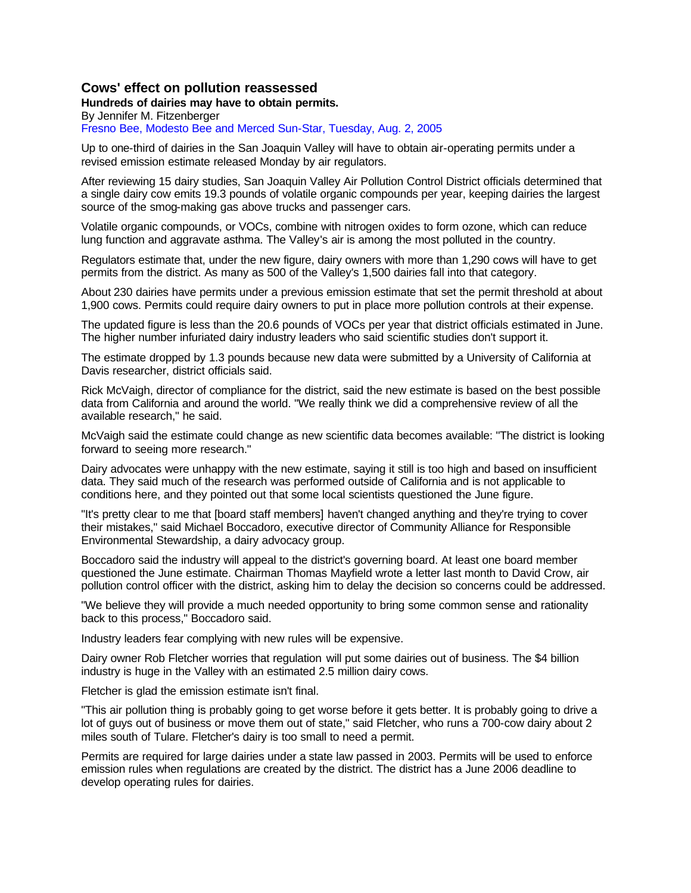## Cows' effect on pollution reassessed

**Hundreds of dairies may have to obtain permits.**

By Jennifer M. Fitzenberger

Fresno Bee, Modesto Bee and Merced Sun-Star, Tuesday, Aug. 2, 2005

Up to one-third of dairies in the San Joaquin Valley will have to obtain air-operating permits under a revised emission estimate released Monday by air regulators.

After reviewing 15 dairy studies, San Joaquin Valley Air Pollution Control District officials determined that a single dairy cow emits 19.3 pounds of volatile organic compounds per year, keeping dairies the largest source of the smog-making gas above trucks and passenger cars.

Volatile organic compounds, or VOCs, combine with nitrogen oxides to form ozone, which can reduce lung function and aggravate asthma. The Valley's air is among the most polluted in the country.

Regulators estimate that, under the new figure, dairy owners with more than 1,290 cows will have to get permits from the district. As many as 500 of the Valley's 1,500 dairies fall into that category.

About 230 dairies have permits under a previous emission estimate that set the permit threshold at about 1,900 cows. Permits could require dairy owners to put in place more pollution controls at their expense.

The updated figure is less than the 20.6 pounds of VOCs per year that district officials estimated in June. The higher number infuriated dairy industry leaders who said scientific studies don't support it.

The estimate dropped by 1.3 pounds because new data were submitted by a University of California at Davis researcher, district officials said.

Rick McVaigh, director of compliance for the district, said the new estimate is based on the best possible data from California and around the world. "We really think we did a comprehensive review of all the available research," he said.

McVaigh said the estimate could change as new scientific data becomes available: "The district is looking forward to seeing more research."

Dairy advocates were unhappy with the new estimate, saying it still is too high and based on insufficient data. They said much of the research was performed outside of California and is not applicable to conditions here, and they pointed out that some local scientists questioned the June figure.

"It's pretty clear to me that [board staff members] haven't changed anything and they're trying to cover their mistakes," said Michael Boccadoro, executive director of Community Alliance for Responsible Environmental Stewardship, a dairy advocacy group.

Boccadoro said the industry will appeal to the district's governing board. At least one board member questioned the June estimate. Chairman Thomas Mayfield wrote a letter last month to David Crow, air pollution control officer with the district, asking him to delay the decision so concerns could be addressed.

"We believe they will provide a much needed opportunity to bring some common sense and rationality back to this process," Boccadoro said.

Industry leaders fear complying with new rules will be expensive.

Dairy owner Rob Fletcher worries that regulation will put some dairies out of business. The $4 billion industry is huge in the Valley with an estimated 2.5 million dairy cows.

Fletcher is glad the emission estimate isn't final.

"This air pollution thing is probably going to get worse before it gets better. It is probably going to drive a lot of guys out of business or move them out of state," said Fletcher, who runs a 700-cow dairy about 2 miles south of Tulare. Fletcher's dairy is too small to need a permit.

Permits are required for large dairies under a state law passed in 2003. Permits will be used to enforce emission rules when regulations are created by the district. The district has a June 2006 deadline to develop operating rules for dairies.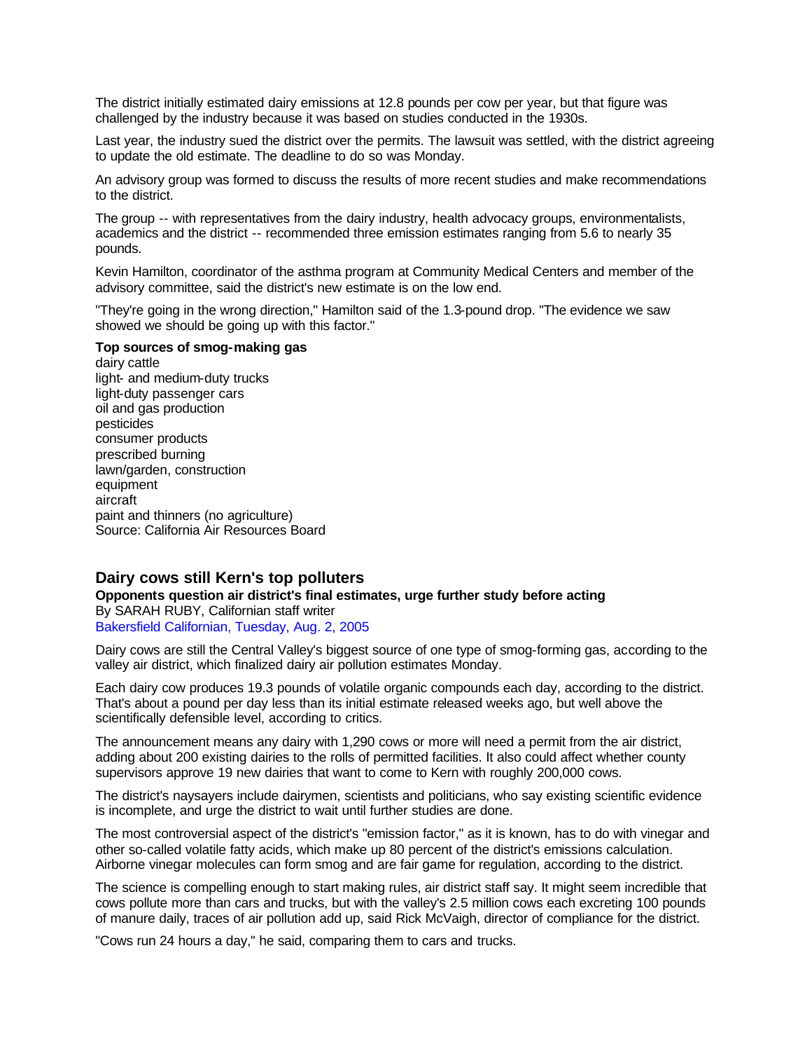The district initially estimated dairy emissions at 12.8 pounds per cow per year, but that figure was challenged by the industry because it was based on studies conducted in the 1930s.

Last year, the industry sued the district over the permits. The lawsuit was settled, with the district agreeing to update the old estimate. The deadline to do so was Monday.

An advisory group was formed to discuss the results of more recent studies and make recommendations to the district.

The group -- with representatives from the dairy industry, health advocacy groups, environmentalists, academics and the district -- recommended three emission estimates ranging from 5.6 to nearly 35 pounds.

Kevin Hamilton, coordinator of the asthma program at Community Medical Centers and member of the advisory committee, said the district's new estimate is on the low end.

"They're going in the wrong direction," Hamilton said of the 1.3-pound drop. "The evidence we saw showed we should be going up with this factor."

**Top sources of smog-making gas**
dairy cattle
light- and medium-duty trucks
light-duty passenger cars
oil and gas production
pesticides
consumer products
prescribed burning
lawn/garden, construction
equipment
aircraft
paint and thinners (no agriculture)
Source: California Air Resources Board

## Dairy cows still Kern's top polluters

**Opponents question air district's final estimates, urge further study before acting**
By SARAH RUBY, Californian staff writer
Bakersfield Californian, Tuesday, Aug. 2, 2005

Dairy cows are still the Central Valley's biggest source of one type of smog-forming gas, according to the valley air district, which finalized dairy air pollution estimates Monday.

Each dairy cow produces 19.3 pounds of volatile organic compounds each day, according to the district. That's about a pound per day less than its initial estimate released weeks ago, but well above the scientifically defensible level, according to critics.

The announcement means any dairy with 1,290 cows or more will need a permit from the air district, adding about 200 existing dairies to the rolls of permitted facilities. It also could affect whether county supervisors approve 19 new dairies that want to come to Kern with roughly 200,000 cows.

The district's naysayers include dairymen, scientists and politicians, who say existing scientific evidence is incomplete, and urge the district to wait until further studies are done.

The most controversial aspect of the district's "emission factor," as it is known, has to do with vinegar and other so-called volatile fatty acids, which make up 80 percent of the district's emissions calculation. Airborne vinegar molecules can form smog and are fair game for regulation, according to the district.

The science is compelling enough to start making rules, air district staff say. It might seem incredible that cows pollute more than cars and trucks, but with the valley's 2.5 million cows each excreting 100 pounds of manure daily, traces of air pollution add up, said Rick McVaigh, director of compliance for the district.

"Cows run 24 hours a day," he said, comparing them to cars and trucks.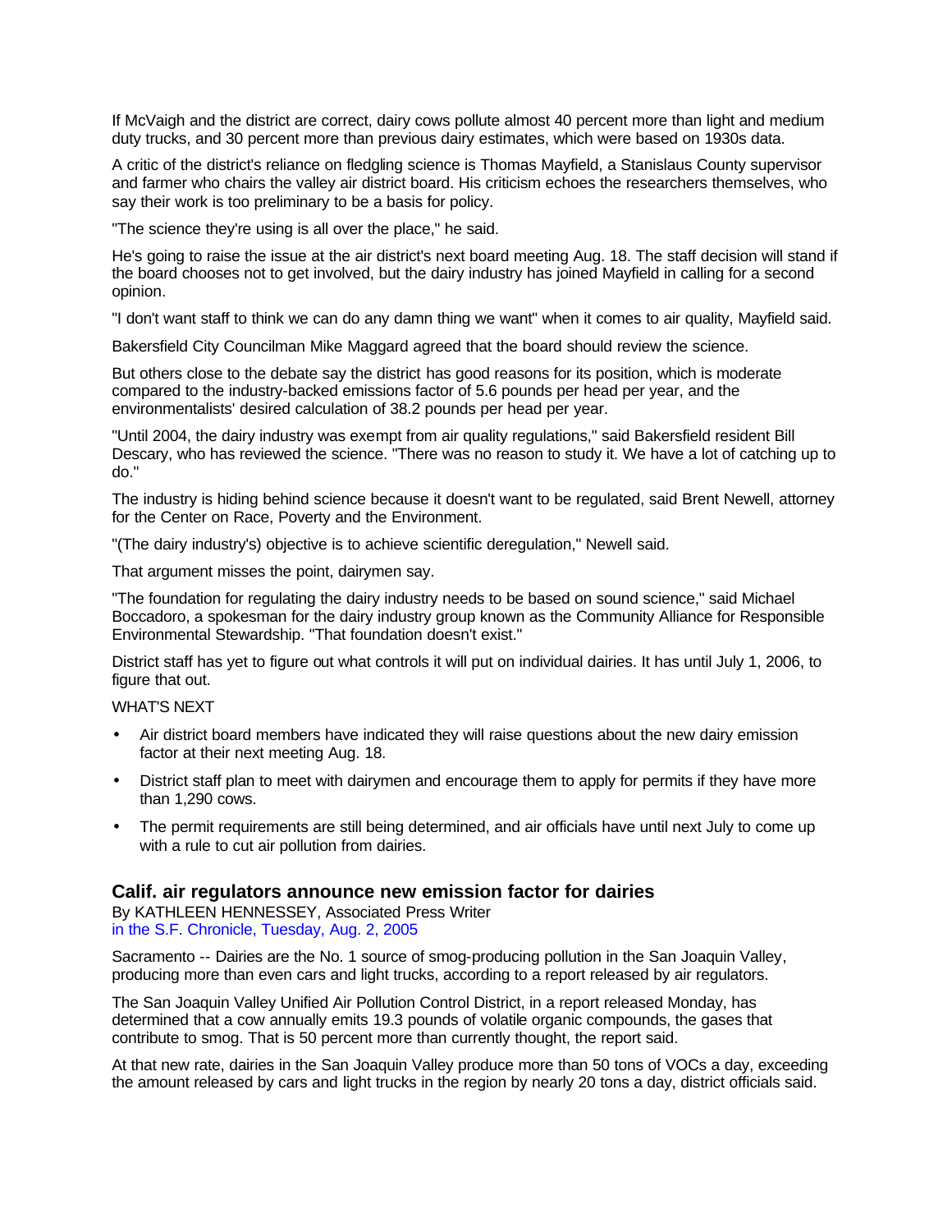If McVaigh and the district are correct, dairy cows pollute almost 40 percent more than light and medium duty trucks, and 30 percent more than previous dairy estimates, which were based on 1930s data.

A critic of the district's reliance on fledgling science is Thomas Mayfield, a Stanislaus County supervisor and farmer who chairs the valley air district board. His criticism echoes the researchers themselves, who say their work is too preliminary to be a basis for policy.

"The science they're using is all over the place," he said.

He's going to raise the issue at the air district's next board meeting Aug. 18. The staff decision will stand if the board chooses not to get involved, but the dairy industry has joined Mayfield in calling for a second opinion.

"I don't want staff to think we can do any damn thing we want" when it comes to air quality, Mayfield said.

Bakersfield City Councilman Mike Maggard agreed that the board should review the science.

But others close to the debate say the district has good reasons for its position, which is moderate compared to the industry-backed emissions factor of 5.6 pounds per head per year, and the environmentalists' desired calculation of 38.2 pounds per head per year.

"Until 2004, the dairy industry was exempt from air quality regulations," said Bakersfield resident Bill Descary, who has reviewed the science. "There was no reason to study it. We have a lot of catching up to do."

The industry is hiding behind science because it doesn't want to be regulated, said Brent Newell, attorney for the Center on Race, Poverty and the Environment.

"(The dairy industry's) objective is to achieve scientific deregulation," Newell said.

That argument misses the point, dairymen say.

"The foundation for regulating the dairy industry needs to be based on sound science," said Michael Boccadoro, a spokesman for the dairy industry group known as the Community Alliance for Responsible Environmental Stewardship. "That foundation doesn't exist."

District staff has yet to figure out what controls it will put on individual dairies. It has until July 1, 2006, to figure that out.

WHAT'S NEXT

- Air district board members have indicated they will raise questions about the new dairy emission factor at their next meeting Aug. 18.
- District staff plan to meet with dairymen and encourage them to apply for permits if they have more than 1,290 cows.
- The permit requirements are still being determined, and air officials have until next July to come up with a rule to cut air pollution from dairies.

### Calif. air regulators announce new emission factor for dairies

By KATHLEEN HENNESSEY, Associated Press Writer
in the S.F. Chronicle, Tuesday, Aug. 2, 2005

Sacramento -- Dairies are the No. 1 source of smog-producing pollution in the San Joaquin Valley, producing more than even cars and light trucks, according to a report released by air regulators.

The San Joaquin Valley Unified Air Pollution Control District, in a report released Monday, has determined that a cow annually emits 19.3 pounds of volatile organic compounds, the gases that contribute to smog. That is 50 percent more than currently thought, the report said.

At that new rate, dairies in the San Joaquin Valley produce more than 50 tons of VOCs a day, exceeding the amount released by cars and light trucks in the region by nearly 20 tons a day, district officials said.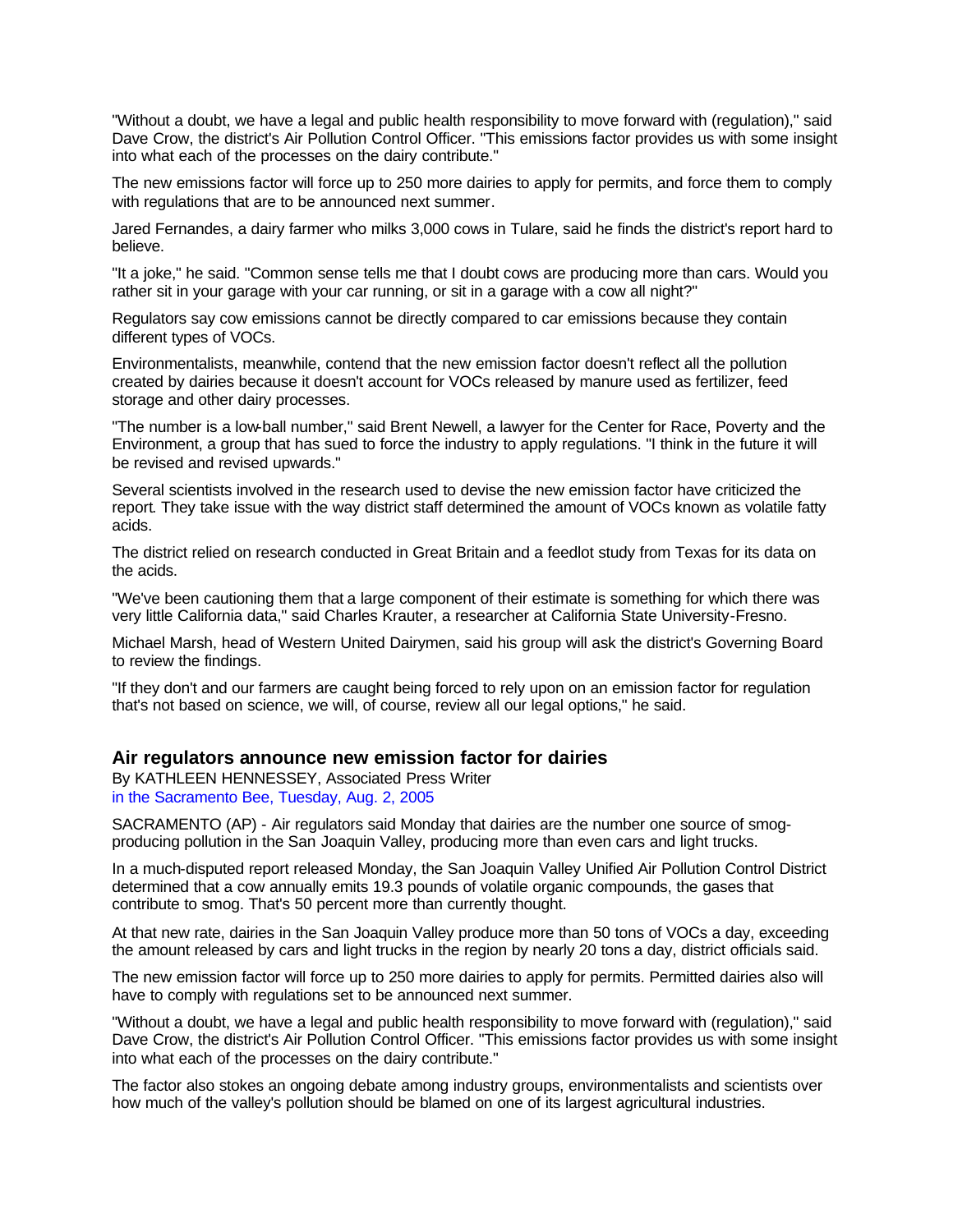"Without a doubt, we have a legal and public health responsibility to move forward with (regulation)," said Dave Crow, the district's Air Pollution Control Officer. "This emissions factor provides us with some insight into what each of the processes on the dairy contribute."

The new emissions factor will force up to 250 more dairies to apply for permits, and force them to comply with regulations that are to be announced next summer.

Jared Fernandes, a dairy farmer who milks 3,000 cows in Tulare, said he finds the district's report hard to believe.

"It a joke," he said. "Common sense tells me that I doubt cows are producing more than cars. Would you rather sit in your garage with your car running, or sit in a garage with a cow all night?"

Regulators say cow emissions cannot be directly compared to car emissions because they contain different types of VOCs.

Environmentalists, meanwhile, contend that the new emission factor doesn't reflect all the pollution created by dairies because it doesn't account for VOCs released by manure used as fertilizer, feed storage and other dairy processes.

"The number is a low-ball number," said Brent Newell, a lawyer for the Center for Race, Poverty and the Environment, a group that has sued to force the industry to apply regulations. "I think in the future it will be revised and revised upwards."

Several scientists involved in the research used to devise the new emission factor have criticized the report. They take issue with the way district staff determined the amount of VOCs known as volatile fatty acids.

The district relied on research conducted in Great Britain and a feedlot study from Texas for its data on the acids.

"We've been cautioning them that a large component of their estimate is something for which there was very little California data," said Charles Krauter, a researcher at California State University-Fresno.

Michael Marsh, head of Western United Dairymen, said his group will ask the district's Governing Board to review the findings.

"If they don't and our farmers are caught being forced to rely upon on an emission factor for regulation that's not based on science, we will, of course, review all our legal options," he said.

### Air regulators announce new emission factor for dairies

By KATHLEEN HENNESSEY, Associated Press Writer
in the Sacramento Bee, Tuesday, Aug. 2, 2005

SACRAMENTO (AP) - Air regulators said Monday that dairies are the number one source of smog-producing pollution in the San Joaquin Valley, producing more than even cars and light trucks.

In a much-disputed report released Monday, the San Joaquin Valley Unified Air Pollution Control District determined that a cow annually emits 19.3 pounds of volatile organic compounds, the gases that contribute to smog. That's 50 percent more than currently thought.

At that new rate, dairies in the San Joaquin Valley produce more than 50 tons of VOCs a day, exceeding the amount released by cars and light trucks in the region by nearly 20 tons a day, district officials said.

The new emission factor will force up to 250 more dairies to apply for permits. Permitted dairies also will have to comply with regulations set to be announced next summer.

"Without a doubt, we have a legal and public health responsibility to move forward with (regulation)," said Dave Crow, the district's Air Pollution Control Officer. "This emissions factor provides us with some insight into what each of the processes on the dairy contribute."

The factor also stokes an ongoing debate among industry groups, environmentalists and scientists over how much of the valley's pollution should be blamed on one of its largest agricultural industries.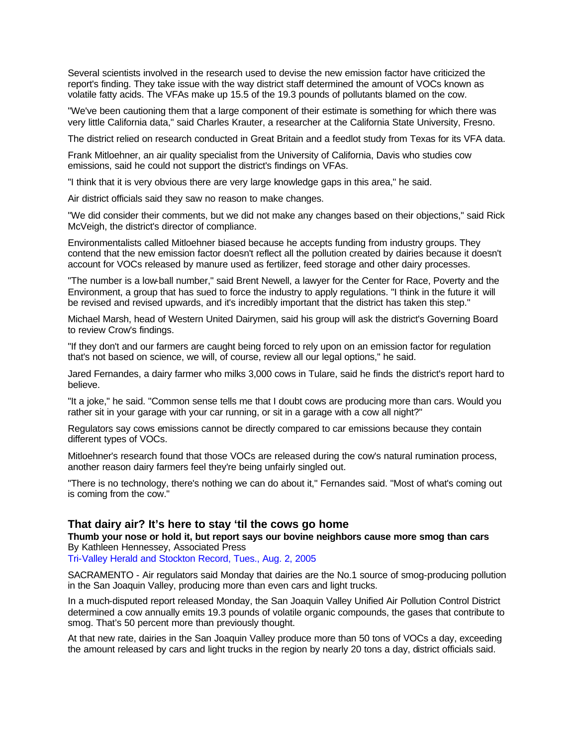Several scientists involved in the research used to devise the new emission factor have criticized the report's finding. They take issue with the way district staff determined the amount of VOCs known as volatile fatty acids. The VFAs make up 15.5 of the 19.3 pounds of pollutants blamed on the cow.

"We've been cautioning them that a large component of their estimate is something for which there was very little California data," said Charles Krauter, a researcher at the California State University, Fresno.

The district relied on research conducted in Great Britain and a feedlot study from Texas for its VFA data.

Frank Mitloehner, an air quality specialist from the University of California, Davis who studies cow emissions, said he could not support the district's findings on VFAs.

"I think that it is very obvious there are very large knowledge gaps in this area," he said.

Air district officials said they saw no reason to make changes.

"We did consider their comments, but we did not make any changes based on their objections," said Rick McVeigh, the district's director of compliance.

Environmentalists called Mitloehner biased because he accepts funding from industry groups. They contend that the new emission factor doesn't reflect all the pollution created by dairies because it doesn't account for VOCs released by manure used as fertilizer, feed storage and other dairy processes.

"The number is a low-ball number," said Brent Newell, a lawyer for the Center for Race, Poverty and the Environment, a group that has sued to force the industry to apply regulations. "I think in the future it will be revised and revised upwards, and it's incredibly important that the district has taken this step."

Michael Marsh, head of Western United Dairymen, said his group will ask the district's Governing Board to review Crow's findings.

"If they don't and our farmers are caught being forced to rely upon on an emission factor for regulation that's not based on science, we will, of course, review all our legal options," he said.

Jared Fernandes, a dairy farmer who milks 3,000 cows in Tulare, said he finds the district's report hard to believe.

"It a joke," he said. "Common sense tells me that I doubt cows are producing more than cars. Would you rather sit in your garage with your car running, or sit in a garage with a cow all night?"

Regulators say cows emissions cannot be directly compared to car emissions because they contain different types of VOCs.

Mitloehner's research found that those VOCs are released during the cow's natural rumination process, another reason dairy farmers feel they're being unfairly singled out.

"There is no technology, there's nothing we can do about it," Fernandes said. "Most of what's coming out is coming from the cow."

## That dairy air? It's here to stay 'til the cows go home

**Thumb your nose or hold it, but report says our bovine neighbors cause more smog than cars**

By Kathleen Hennessey, Associated Press

Tri-Valley Herald and Stockton Record, Tues., Aug. 2, 2005

SACRAMENTO - Air regulators said Monday that dairies are the No.1 source of smog-producing pollution in the San Joaquin Valley, producing more than even cars and light trucks.

In a much-disputed report released Monday, the San Joaquin Valley Unified Air Pollution Control District determined a cow annually emits 19.3 pounds of volatile organic compounds, the gases that contribute to smog. That's 50 percent more than previously thought.

At that new rate, dairies in the San Joaquin Valley produce more than 50 tons of VOCs a day, exceeding the amount released by cars and light trucks in the region by nearly 20 tons a day, district officials said.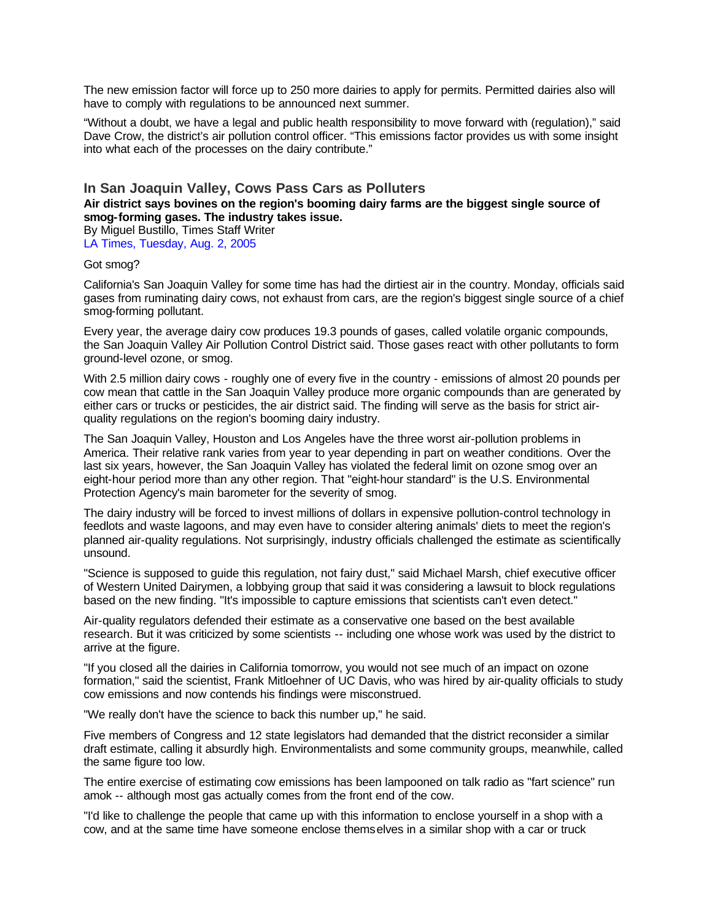The new emission factor will force up to 250 more dairies to apply for permits. Permitted dairies also will have to comply with regulations to be announced next summer.

“Without a doubt, we have a legal and public health responsibility to move forward with (regulation),” said Dave Crow, the district’s air pollution control officer. “This emissions factor provides us with some insight into what each of the processes on the dairy contribute.”

## In San Joaquin Valley, Cows Pass Cars as Polluters

**Air district says bovines on the region's booming dairy farms are the biggest single source of smog-forming gases. The industry takes issue.**

By Miguel Bustillo, Times Staff Writer

LA Times, Tuesday, Aug. 2, 2005

Got smog?

California's San Joaquin Valley for some time has had the dirtiest air in the country. Monday, officials said gases from ruminating dairy cows, not exhaust from cars, are the region's biggest single source of a chief smog-forming pollutant.

Every year, the average dairy cow produces 19.3 pounds of gases, called volatile organic compounds, the San Joaquin Valley Air Pollution Control District said. Those gases react with other pollutants to form ground-level ozone, or smog.

With 2.5 million dairy cows - roughly one of every five in the country - emissions of almost 20 pounds per cow mean that cattle in the San Joaquin Valley produce more organic compounds than are generated by either cars or trucks or pesticides, the air district said. The finding will serve as the basis for strict air-quality regulations on the region's booming dairy industry.

The San Joaquin Valley, Houston and Los Angeles have the three worst air-pollution problems in America. Their relative rank varies from year to year depending in part on weather conditions. Over the last six years, however, the San Joaquin Valley has violated the federal limit on ozone smog over an eight-hour period more than any other region. That "eight-hour standard" is the U.S. Environmental Protection Agency's main barometer for the severity of smog.

The dairy industry will be forced to invest millions of dollars in expensive pollution-control technology in feedlots and waste lagoons, and may even have to consider altering animals' diets to meet the region's planned air-quality regulations. Not surprisingly, industry officials challenged the estimate as scientifically unsound.

"Science is supposed to guide this regulation, not fairy dust," said Michael Marsh, chief executive officer of Western United Dairymen, a lobbying group that said it was considering a lawsuit to block regulations based on the new finding. "It's impossible to capture emissions that scientists can't even detect."

Air-quality regulators defended their estimate as a conservative one based on the best available research. But it was criticized by some scientists -- including one whose work was used by the district to arrive at the figure.

"If you closed all the dairies in California tomorrow, you would not see much of an impact on ozone formation," said the scientist, Frank Mitloehner of UC Davis, who was hired by air-quality officials to study cow emissions and now contends his findings were misconstrued.

"We really don't have the science to back this number up," he said.

Five members of Congress and 12 state legislators had demanded that the district reconsider a similar draft estimate, calling it absurdly high. Environmentalists and some community groups, meanwhile, called the same figure too low.

The entire exercise of estimating cow emissions has been lampooned on talk radio as "fart science" run amok -- although most gas actually comes from the front end of the cow.

"I'd like to challenge the people that came up with this information to enclose yourself in a shop with a cow, and at the same time have someone enclose themselves in a similar shop with a car or truck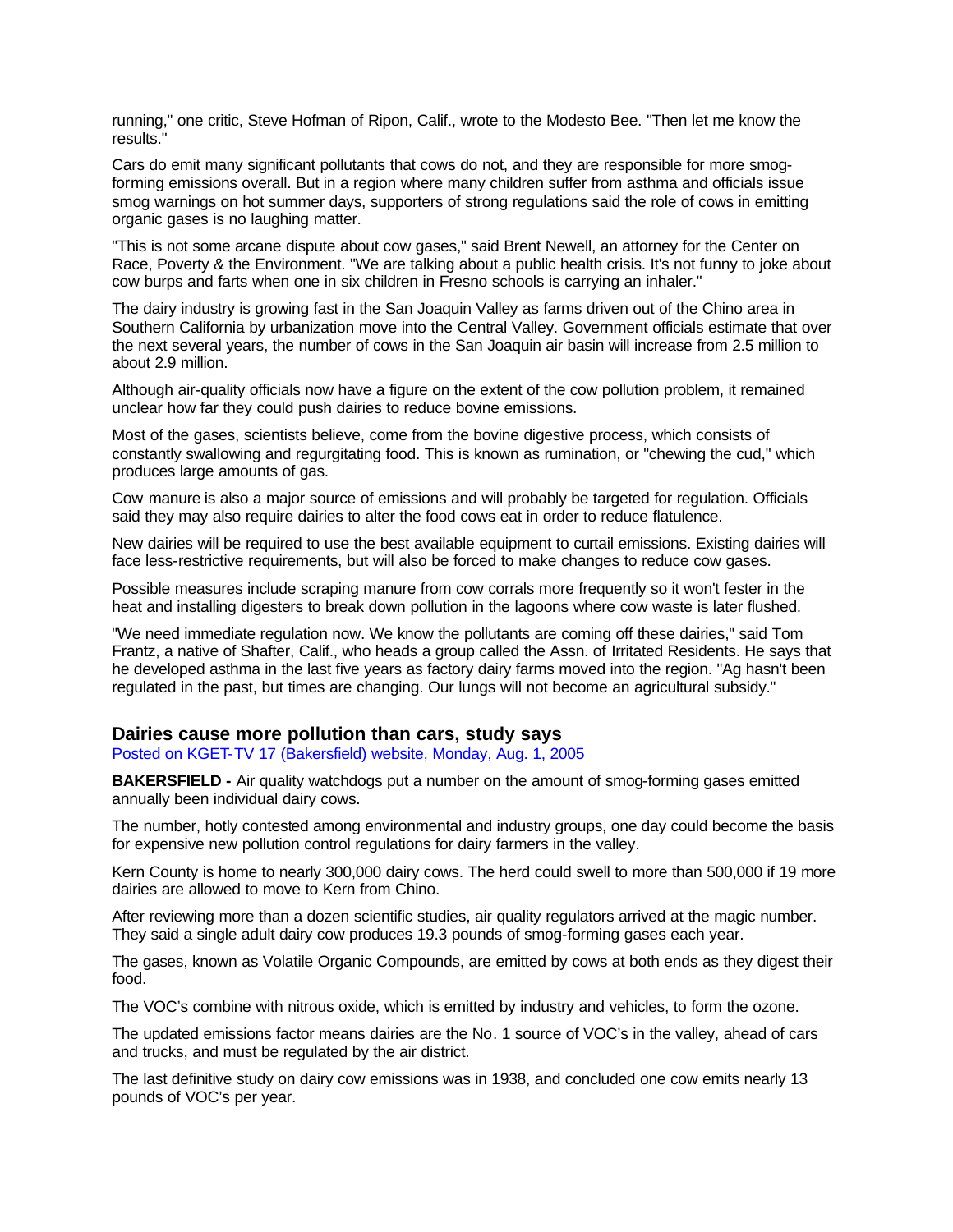running," one critic, Steve Hofman of Ripon, Calif., wrote to the Modesto Bee. "Then let me know the results."

Cars do emit many significant pollutants that cows do not, and they are responsible for more smog-forming emissions overall. But in a region where many children suffer from asthma and officials issue smog warnings on hot summer days, supporters of strong regulations said the role of cows in emitting organic gases is no laughing matter.

"This is not some arcane dispute about cow gases," said Brent Newell, an attorney for the Center on Race, Poverty & the Environment. "We are talking about a public health crisis. It's not funny to joke about cow burps and farts when one in six children in Fresno schools is carrying an inhaler."

The dairy industry is growing fast in the San Joaquin Valley as farms driven out of the Chino area in Southern California by urbanization move into the Central Valley. Government officials estimate that over the next several years, the number of cows in the San Joaquin air basin will increase from 2.5 million to about 2.9 million.

Although air-quality officials now have a figure on the extent of the cow pollution problem, it remained unclear how far they could push dairies to reduce bovine emissions.

Most of the gases, scientists believe, come from the bovine digestive process, which consists of constantly swallowing and regurgitating food. This is known as rumination, or "chewing the cud," which produces large amounts of gas.

Cow manure is also a major source of emissions and will probably be targeted for regulation. Officials said they may also require dairies to alter the food cows eat in order to reduce flatulence.

New dairies will be required to use the best available equipment to curtail emissions. Existing dairies will face less-restrictive requirements, but will also be forced to make changes to reduce cow gases.

Possible measures include scraping manure from cow corrals more frequently so it won't fester in the heat and installing digesters to break down pollution in the lagoons where cow waste is later flushed.

"We need immediate regulation now. We know the pollutants are coming off these dairies," said Tom Frantz, a native of Shafter, Calif., who heads a group called the Assn. of Irritated Residents. He says that he developed asthma in the last five years as factory dairy farms moved into the region. "Ag hasn't been regulated in the past, but times are changing. Our lungs will not become an agricultural subsidy."

## Dairies cause more pollution than cars, study says

Posted on KGET-TV 17 (Bakersfield) website, Monday, Aug. 1, 2005

**BAKERSFIELD -** Air quality watchdogs put a number on the amount of smog-forming gases emitted annually been individual dairy cows.

The number, hotly contested among environmental and industry groups, one day could become the basis for expensive new pollution control regulations for dairy farmers in the valley.

Kern County is home to nearly 300,000 dairy cows. The herd could swell to more than 500,000 if 19 more dairies are allowed to move to Kern from Chino.

After reviewing more than a dozen scientific studies, air quality regulators arrived at the magic number. They said a single adult dairy cow produces 19.3 pounds of smog-forming gases each year.

The gases, known as Volatile Organic Compounds, are emitted by cows at both ends as they digest their food.

The VOC's combine with nitrous oxide, which is emitted by industry and vehicles, to form the ozone.

The updated emissions factor means dairies are the No. 1 source of VOC's in the valley, ahead of cars and trucks, and must be regulated by the air district.

The last definitive study on dairy cow emissions was in 1938, and concluded one cow emits nearly 13 pounds of VOC's per year.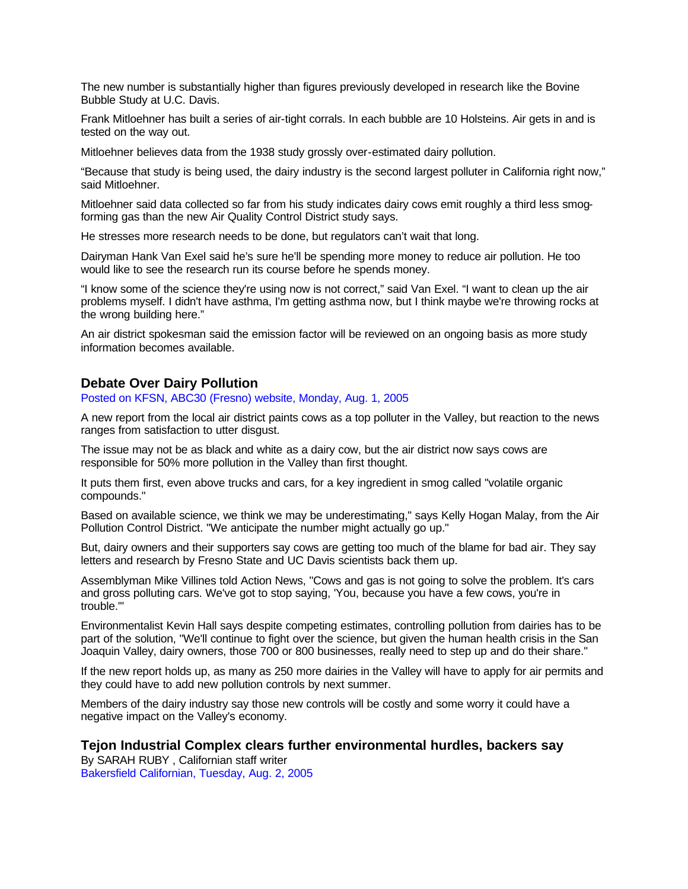The new number is substantially higher than figures previously developed in research like the Bovine Bubble Study at U.C. Davis.

Frank Mitloehner has built a series of air-tight corrals. In each bubble are 10 Holsteins. Air gets in and is tested on the way out.

Mitloehner believes data from the 1938 study grossly over-estimated dairy pollution.

"Because that study is being used, the dairy industry is the second largest polluter in California right now," said Mitloehner.

Mitloehner said data collected so far from his study indicates dairy cows emit roughly a third less smog-forming gas than the new Air Quality Control District study says.

He stresses more research needs to be done, but regulators can't wait that long.

Dairyman Hank Van Exel said he's sure he'll be spending more money to reduce air pollution. He too would like to see the research run its course before he spends money.

"I know some of the science they're using now is not correct," said Van Exel. "I want to clean up the air problems myself. I didn't have asthma, I'm getting asthma now, but I think maybe we're throwing rocks at the wrong building here."

An air district spokesman said the emission factor will be reviewed on an ongoing basis as more study information becomes available.

## Debate Over Dairy Pollution

Posted on KFSN, ABC30 (Fresno) website, Monday, Aug. 1, 2005

A new report from the local air district paints cows as a top polluter in the Valley, but reaction to the news ranges from satisfaction to utter disgust.

The issue may not be as black and white as a dairy cow, but the air district now says cows are responsible for 50% more pollution in the Valley than first thought.

It puts them first, even above trucks and cars, for a key ingredient in smog called "volatile organic compounds."

Based on available science, we think we may be underestimating," says Kelly Hogan Malay, from the Air Pollution Control District. "We anticipate the number might actually go up."

But, dairy owners and their supporters say cows are getting too much of the blame for bad air. They say letters and research by Fresno State and UC Davis scientists back them up.

Assemblyman Mike Villines told Action News, "Cows and gas is not going to solve the problem. It's cars and gross polluting cars. We've got to stop saying, 'You, because you have a few cows, you're in trouble.'"

Environmentalist Kevin Hall says despite competing estimates, controlling pollution from dairies has to be part of the solution, "We'll continue to fight over the science, but given the human health crisis in the San Joaquin Valley, dairy owners, those 700 or 800 businesses, really need to step up and do their share."

If the new report holds up, as many as 250 more dairies in the Valley will have to apply for air permits and they could have to add new pollution controls by next summer.

Members of the dairy industry say those new controls will be costly and some worry it could have a negative impact on the Valley's economy.

## Tejon Industrial Complex clears further environmental hurdles, backers say

By SARAH RUBY , Californian staff writer
Bakersfield Californian, Tuesday, Aug. 2, 2005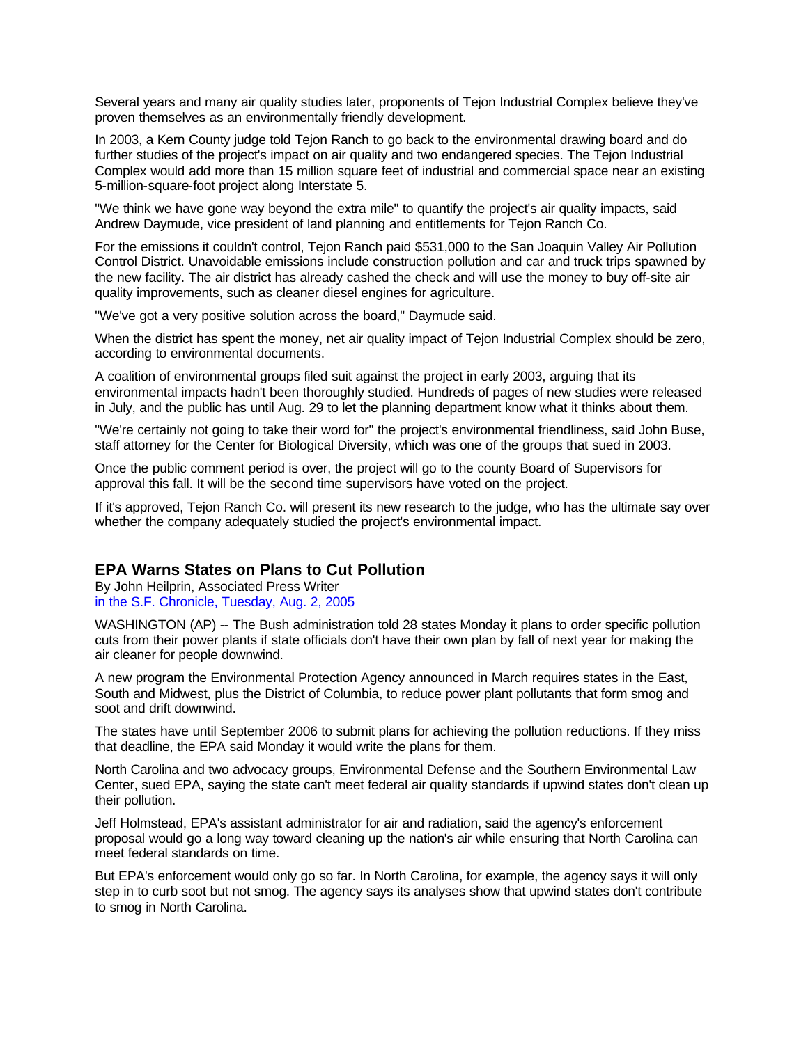Several years and many air quality studies later, proponents of Tejon Industrial Complex believe they've proven themselves as an environmentally friendly development.

In 2003, a Kern County judge told Tejon Ranch to go back to the environmental drawing board and do further studies of the project's impact on air quality and two endangered species. The Tejon Industrial Complex would add more than 15 million square feet of industrial and commercial space near an existing 5-million-square-foot project along Interstate 5.

"We think we have gone way beyond the extra mile" to quantify the project's air quality impacts, said Andrew Daymude, vice president of land planning and entitlements for Tejon Ranch Co.

For the emissions it couldn't control, Tejon Ranch paid $531,000 to the San Joaquin Valley Air Pollution Control District. Unavoidable emissions include construction pollution and car and truck trips spawned by the new facility. The air district has already cashed the check and will use the money to buy off-site air quality improvements, such as cleaner diesel engines for agriculture.

"We've got a very positive solution across the board," Daymude said.

When the district has spent the money, net air quality impact of Tejon Industrial Complex should be zero, according to environmental documents.

A coalition of environmental groups filed suit against the project in early 2003, arguing that its environmental impacts hadn't been thoroughly studied. Hundreds of pages of new studies were released in July, and the public has until Aug. 29 to let the planning department know what it thinks about them.

"We're certainly not going to take their word for" the project's environmental friendliness, said John Buse, staff attorney for the Center for Biological Diversity, which was one of the groups that sued in 2003.

Once the public comment period is over, the project will go to the county Board of Supervisors for approval this fall. It will be the second time supervisors have voted on the project.

If it's approved, Tejon Ranch Co. will present its new research to the judge, who has the ultimate say over whether the company adequately studied the project's environmental impact.

## EPA Warns States on Plans to Cut Pollution

By John Heilprin, Associated Press Writer
in the S.F. Chronicle, Tuesday, Aug. 2, 2005

WASHINGTON (AP) -- The Bush administration told 28 states Monday it plans to order specific pollution cuts from their power plants if state officials don't have their own plan by fall of next year for making the air cleaner for people downwind.

A new program the Environmental Protection Agency announced in March requires states in the East, South and Midwest, plus the District of Columbia, to reduce power plant pollutants that form smog and soot and drift downwind.

The states have until September 2006 to submit plans for achieving the pollution reductions. If they miss that deadline, the EPA said Monday it would write the plans for them.

North Carolina and two advocacy groups, Environmental Defense and the Southern Environmental Law Center, sued EPA, saying the state can't meet federal air quality standards if upwind states don't clean up their pollution.

Jeff Holmstead, EPA's assistant administrator for air and radiation, said the agency's enforcement proposal would go a long way toward cleaning up the nation's air while ensuring that North Carolina can meet federal standards on time.

But EPA's enforcement would only go so far. In North Carolina, for example, the agency says it will only step in to curb soot but not smog. The agency says its analyses show that upwind states don't contribute to smog in North Carolina.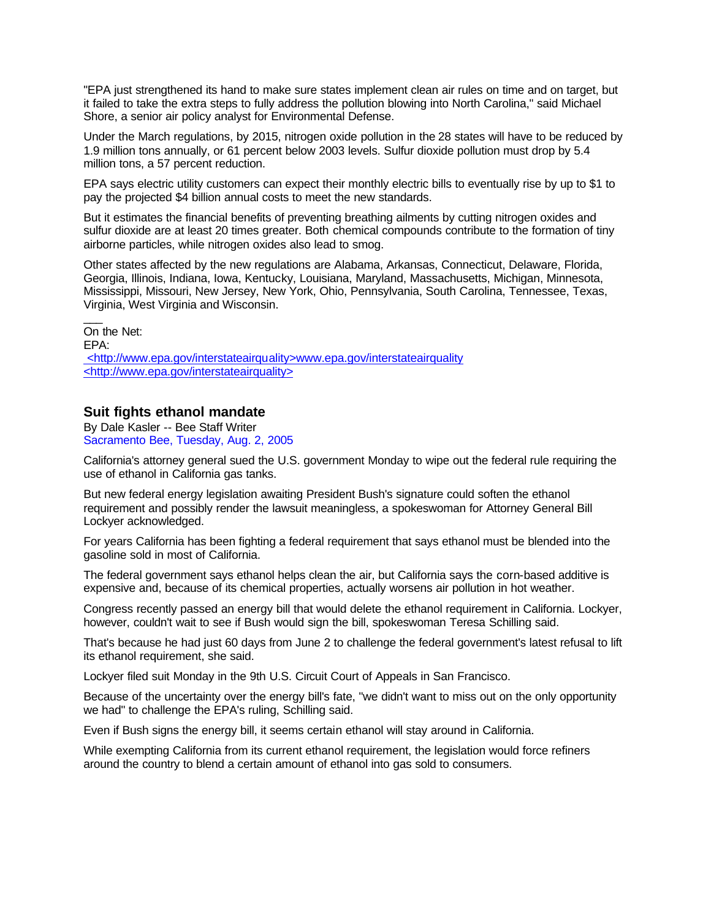"EPA just strengthened its hand to make sure states implement clean air rules on time and on target, but it failed to take the extra steps to fully address the pollution blowing into North Carolina," said Michael Shore, a senior air policy analyst for Environmental Defense.

Under the March regulations, by 2015, nitrogen oxide pollution in the 28 states will have to be reduced by 1.9 million tons annually, or 61 percent below 2003 levels. Sulfur dioxide pollution must drop by 5.4 million tons, a 57 percent reduction.

EPA says electric utility customers can expect their monthly electric bills to eventually rise by up to $1 to pay the projected $4 billion annual costs to meet the new standards.

But it estimates the financial benefits of preventing breathing ailments by cutting nitrogen oxides and sulfur dioxide are at least 20 times greater. Both chemical compounds contribute to the formation of tiny airborne particles, while nitrogen oxides also lead to smog.

Other states affected by the new regulations are Alabama, Arkansas, Connecticut, Delaware, Florida, Georgia, Illinois, Indiana, Iowa, Kentucky, Louisiana, Maryland, Massachusetts, Michigan, Minnesota, Mississippi, Missouri, New Jersey, New York, Ohio, Pennsylvania, South Carolina, Tennessee, Texas, Virginia, West Virginia and Wisconsin.

___
On the Net:
EPA:
<http://www.epa.gov/interstateairquality>www.epa.gov/interstateairquality
<http://www.epa.gov/interstateairquality>

## Suit fights ethanol mandate

By Dale Kasler -- Bee Staff Writer
Sacramento Bee, Tuesday, Aug. 2, 2005

California's attorney general sued the U.S. government Monday to wipe out the federal rule requiring the use of ethanol in California gas tanks.

But new federal energy legislation awaiting President Bush's signature could soften the ethanol requirement and possibly render the lawsuit meaningless, a spokeswoman for Attorney General Bill Lockyer acknowledged.

For years California has been fighting a federal requirement that says ethanol must be blended into the gasoline sold in most of California.

The federal government says ethanol helps clean the air, but California says the corn-based additive is expensive and, because of its chemical properties, actually worsens air pollution in hot weather.

Congress recently passed an energy bill that would delete the ethanol requirement in California. Lockyer, however, couldn't wait to see if Bush would sign the bill, spokeswoman Teresa Schilling said.

That's because he had just 60 days from June 2 to challenge the federal government's latest refusal to lift its ethanol requirement, she said.

Lockyer filed suit Monday in the 9th U.S. Circuit Court of Appeals in San Francisco.

Because of the uncertainty over the energy bill's fate, "we didn't want to miss out on the only opportunity we had" to challenge the EPA's ruling, Schilling said.

Even if Bush signs the energy bill, it seems certain ethanol will stay around in California.

While exempting California from its current ethanol requirement, the legislation would force refiners around the country to blend a certain amount of ethanol into gas sold to consumers.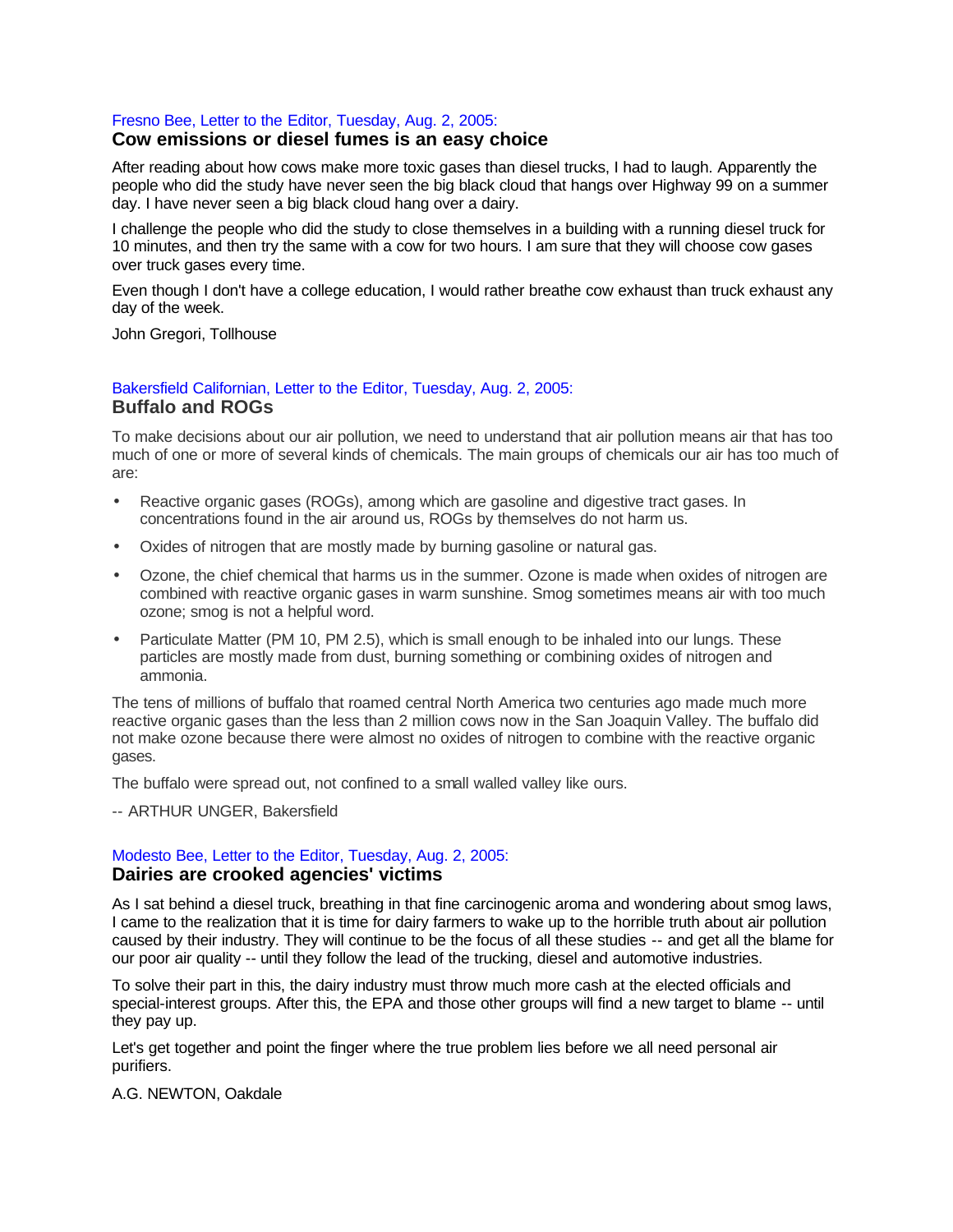Fresno Bee, Letter to the Editor, Tuesday, Aug. 2, 2005:

## Cow emissions or diesel fumes is an easy choice

After reading about how cows make more toxic gases than diesel trucks, I had to laugh. Apparently the people who did the study have never seen the big black cloud that hangs over Highway 99 on a summer day. I have never seen a big black cloud hang over a dairy.

I challenge the people who did the study to close themselves in a building with a running diesel truck for 10 minutes, and then try the same with a cow for two hours. I am sure that they will choose cow gases over truck gases every time.

Even though I don't have a college education, I would rather breathe cow exhaust than truck exhaust any day of the week.

John Gregori, Tollhouse

Bakersfield Californian, Letter to the Editor, Tuesday, Aug. 2, 2005:

## Buffalo and ROGs

To make decisions about our air pollution, we need to understand that air pollution means air that has too much of one or more of several kinds of chemicals. The main groups of chemicals our air has too much of are:

- Reactive organic gases (ROGs), among which are gasoline and digestive tract gases. In concentrations found in the air around us, ROGs by themselves do not harm us.
- Oxides of nitrogen that are mostly made by burning gasoline or natural gas.
- Ozone, the chief chemical that harms us in the summer. Ozone is made when oxides of nitrogen are combined with reactive organic gases in warm sunshine. Smog sometimes means air with too much ozone; smog is not a helpful word.
- Particulate Matter (PM 10, PM 2.5), which is small enough to be inhaled into our lungs. These particles are mostly made from dust, burning something or combining oxides of nitrogen and ammonia.

The tens of millions of buffalo that roamed central North America two centuries ago made much more reactive organic gases than the less than 2 million cows now in the San Joaquin Valley. The buffalo did not make ozone because there were almost no oxides of nitrogen to combine with the reactive organic gases.

The buffalo were spread out, not confined to a small walled valley like ours.

-- ARTHUR UNGER, Bakersfield

Modesto Bee, Letter to the Editor, Tuesday, Aug. 2, 2005:

## Dairies are crooked agencies' victims

As I sat behind a diesel truck, breathing in that fine carcinogenic aroma and wondering about smog laws, I came to the realization that it is time for dairy farmers to wake up to the horrible truth about air pollution caused by their industry. They will continue to be the focus of all these studies -- and get all the blame for our poor air quality -- until they follow the lead of the trucking, diesel and automotive industries.

To solve their part in this, the dairy industry must throw much more cash at the elected officials and special-interest groups. After this, the EPA and those other groups will find a new target to blame -- until they pay up.

Let's get together and point the finger where the true problem lies before we all need personal air purifiers.

A.G. NEWTON, Oakdale